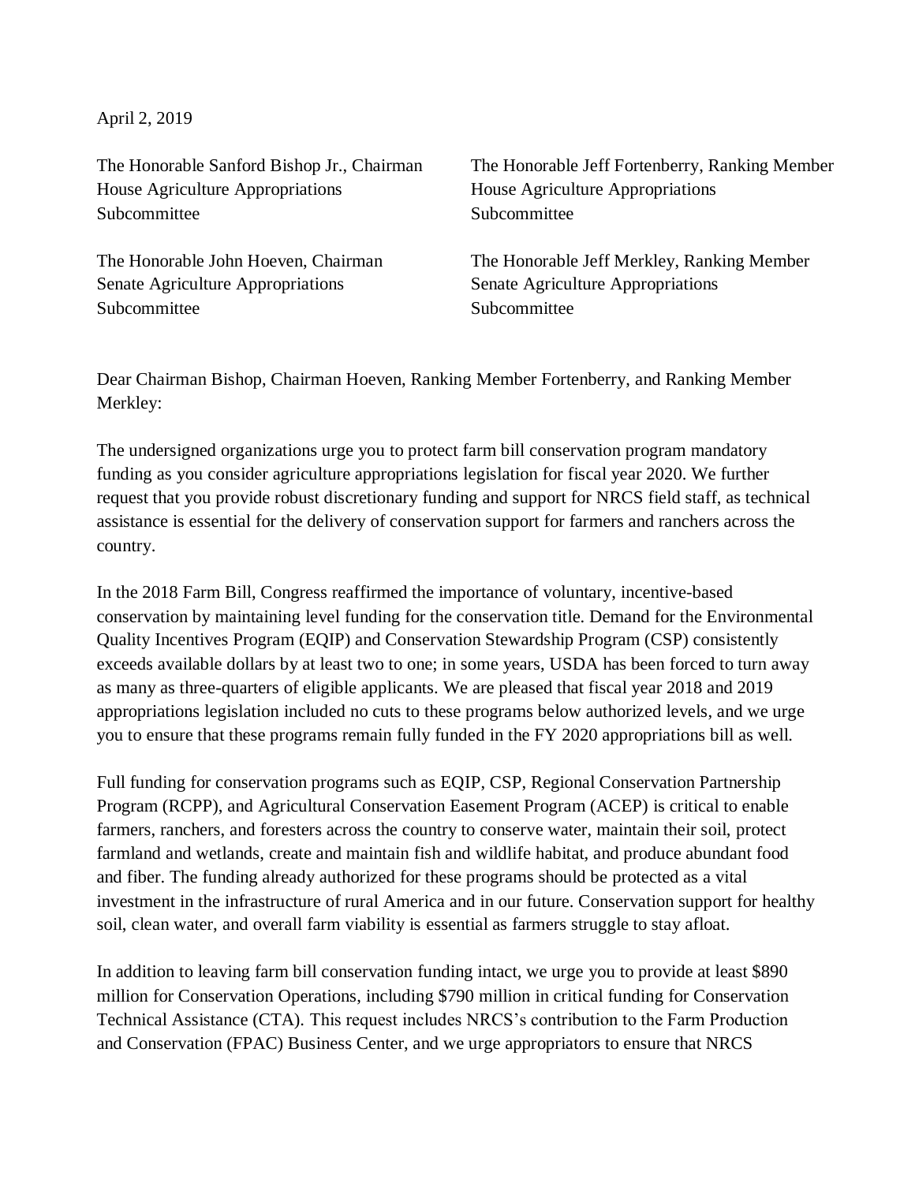April 2, 2019

The Honorable Sanford Bishop Jr., Chairman
House Agriculture Appropriations
Subcommittee

The Honorable Jeff Fortenberry, Ranking Member
House Agriculture Appropriations
Subcommittee

The Honorable John Hoeven, Chairman
Senate Agriculture Appropriations
Subcommittee

The Honorable Jeff Merkley, Ranking Member
Senate Agriculture Appropriations
Subcommittee

Dear Chairman Bishop, Chairman Hoeven, Ranking Member Fortenberry, and Ranking Member Merkley:

The undersigned organizations urge you to protect farm bill conservation program mandatory funding as you consider agriculture appropriations legislation for fiscal year 2020. We further request that you provide robust discretionary funding and support for NRCS field staff, as technical assistance is essential for the delivery of conservation support for farmers and ranchers across the country.

In the 2018 Farm Bill, Congress reaffirmed the importance of voluntary, incentive-based conservation by maintaining level funding for the conservation title. Demand for the Environmental Quality Incentives Program (EQIP) and Conservation Stewardship Program (CSP) consistently exceeds available dollars by at least two to one; in some years, USDA has been forced to turn away as many as three-quarters of eligible applicants. We are pleased that fiscal year 2018 and 2019 appropriations legislation included no cuts to these programs below authorized levels, and we urge you to ensure that these programs remain fully funded in the FY 2020 appropriations bill as well.

Full funding for conservation programs such as EQIP, CSP, Regional Conservation Partnership Program (RCPP), and Agricultural Conservation Easement Program (ACEP) is critical to enable farmers, ranchers, and foresters across the country to conserve water, maintain their soil, protect farmland and wetlands, create and maintain fish and wildlife habitat, and produce abundant food and fiber. The funding already authorized for these programs should be protected as a vital investment in the infrastructure of rural America and in our future. Conservation support for healthy soil, clean water, and overall farm viability is essential as farmers struggle to stay afloat.

In addition to leaving farm bill conservation funding intact, we urge you to provide at least $890 million for Conservation Operations, including $790 million in critical funding for Conservation Technical Assistance (CTA). This request includes NRCS's contribution to the Farm Production and Conservation (FPAC) Business Center, and we urge appropriators to ensure that NRCS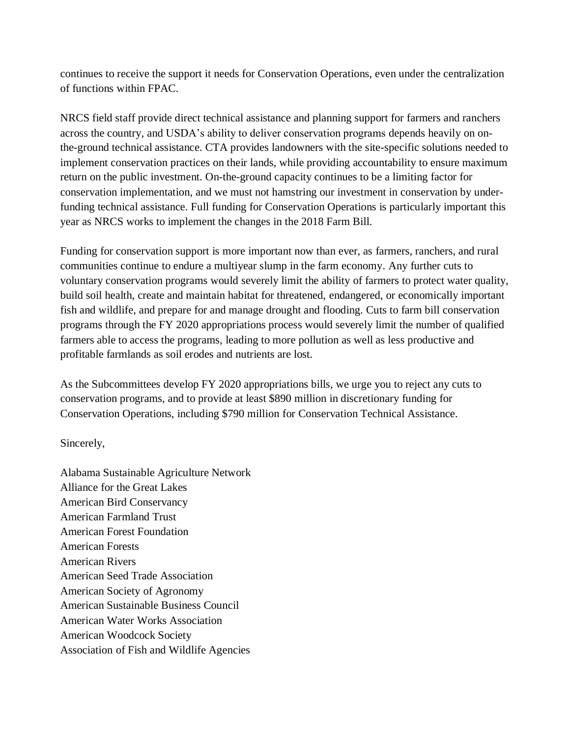continues to receive the support it needs for Conservation Operations, even under the centralization of functions within FPAC.

NRCS field staff provide direct technical assistance and planning support for farmers and ranchers across the country, and USDA's ability to deliver conservation programs depends heavily on on-the-ground technical assistance. CTA provides landowners with the site-specific solutions needed to implement conservation practices on their lands, while providing accountability to ensure maximum return on the public investment. On-the-ground capacity continues to be a limiting factor for conservation implementation, and we must not hamstring our investment in conservation by under-funding technical assistance. Full funding for Conservation Operations is particularly important this year as NRCS works to implement the changes in the 2018 Farm Bill.

Funding for conservation support is more important now than ever, as farmers, ranchers, and rural communities continue to endure a multiyear slump in the farm economy. Any further cuts to voluntary conservation programs would severely limit the ability of farmers to protect water quality, build soil health, create and maintain habitat for threatened, endangered, or economically important fish and wildlife, and prepare for and manage drought and flooding. Cuts to farm bill conservation programs through the FY 2020 appropriations process would severely limit the number of qualified farmers able to access the programs, leading to more pollution as well as less productive and profitable farmlands as soil erodes and nutrients are lost.

As the Subcommittees develop FY 2020 appropriations bills, we urge you to reject any cuts to conservation programs, and to provide at least $890 million in discretionary funding for Conservation Operations, including $790 million for Conservation Technical Assistance.

Sincerely,

Alabama Sustainable Agriculture Network
Alliance for the Great Lakes
American Bird Conservancy
American Farmland Trust
American Forest Foundation
American Forests
American Rivers
American Seed Trade Association
American Society of Agronomy
American Sustainable Business Council
American Water Works Association
American Woodcock Society
Association of Fish and Wildlife Agencies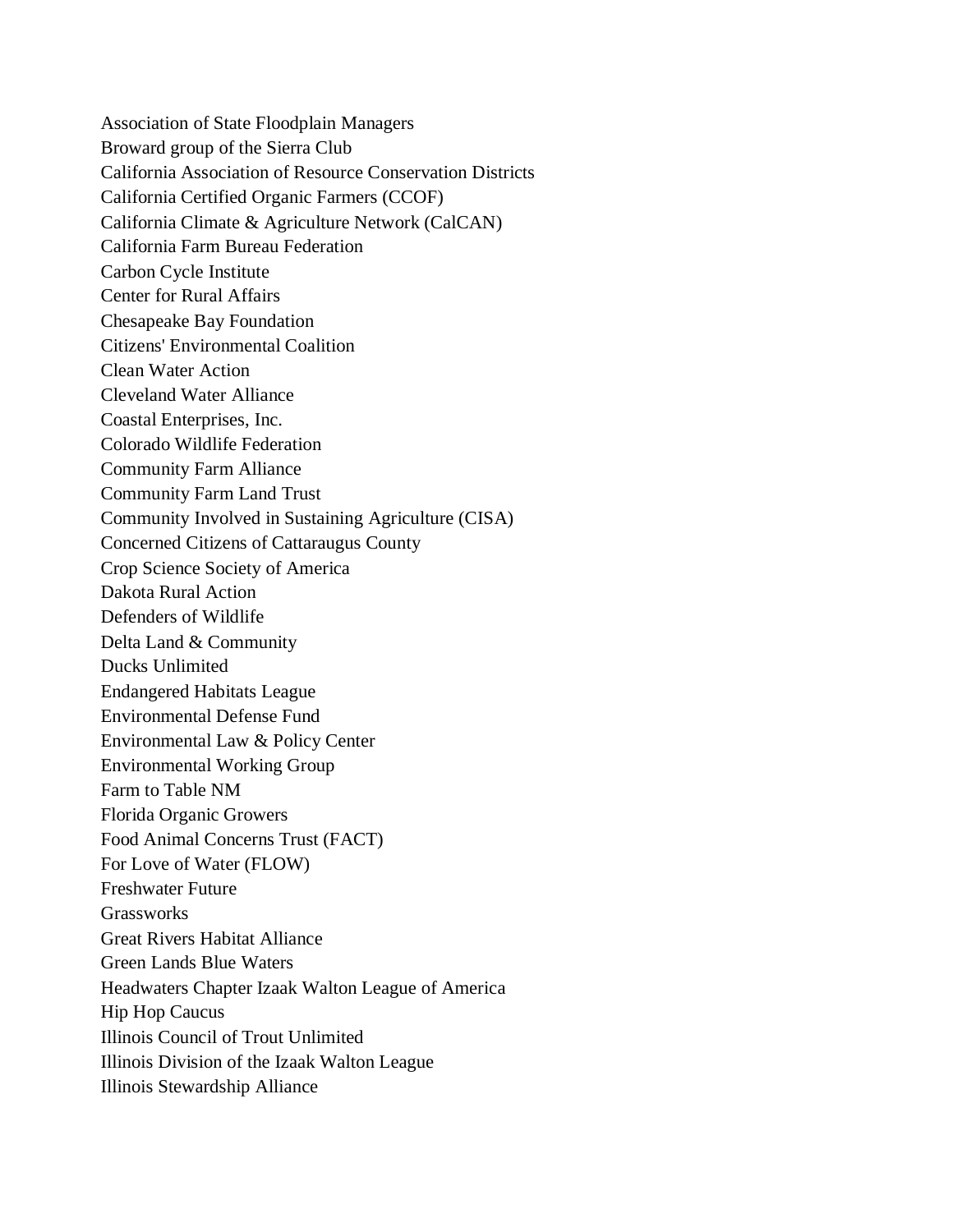Association of State Floodplain Managers
Broward group of the Sierra Club
California Association of Resource Conservation Districts
California Certified Organic Farmers (CCOF)
California Climate & Agriculture Network (CalCAN)
California Farm Bureau Federation
Carbon Cycle Institute
Center for Rural Affairs
Chesapeake Bay Foundation
Citizens' Environmental Coalition
Clean Water Action
Cleveland Water Alliance
Coastal Enterprises, Inc.
Colorado Wildlife Federation
Community Farm Alliance
Community Farm Land Trust
Community Involved in Sustaining Agriculture (CISA)
Concerned Citizens of Cattaraugus County
Crop Science Society of America
Dakota Rural Action
Defenders of Wildlife
Delta Land & Community
Ducks Unlimited
Endangered Habitats League
Environmental Defense Fund
Environmental Law & Policy Center
Environmental Working Group
Farm to Table NM
Florida Organic Growers
Food Animal Concerns Trust (FACT)
For Love of Water (FLOW)
Freshwater Future
Grassworks
Great Rivers Habitat Alliance
Green Lands Blue Waters
Headwaters Chapter Izaak Walton League of America
Hip Hop Caucus
Illinois Council of Trout Unlimited
Illinois Division of the Izaak Walton League
Illinois Stewardship Alliance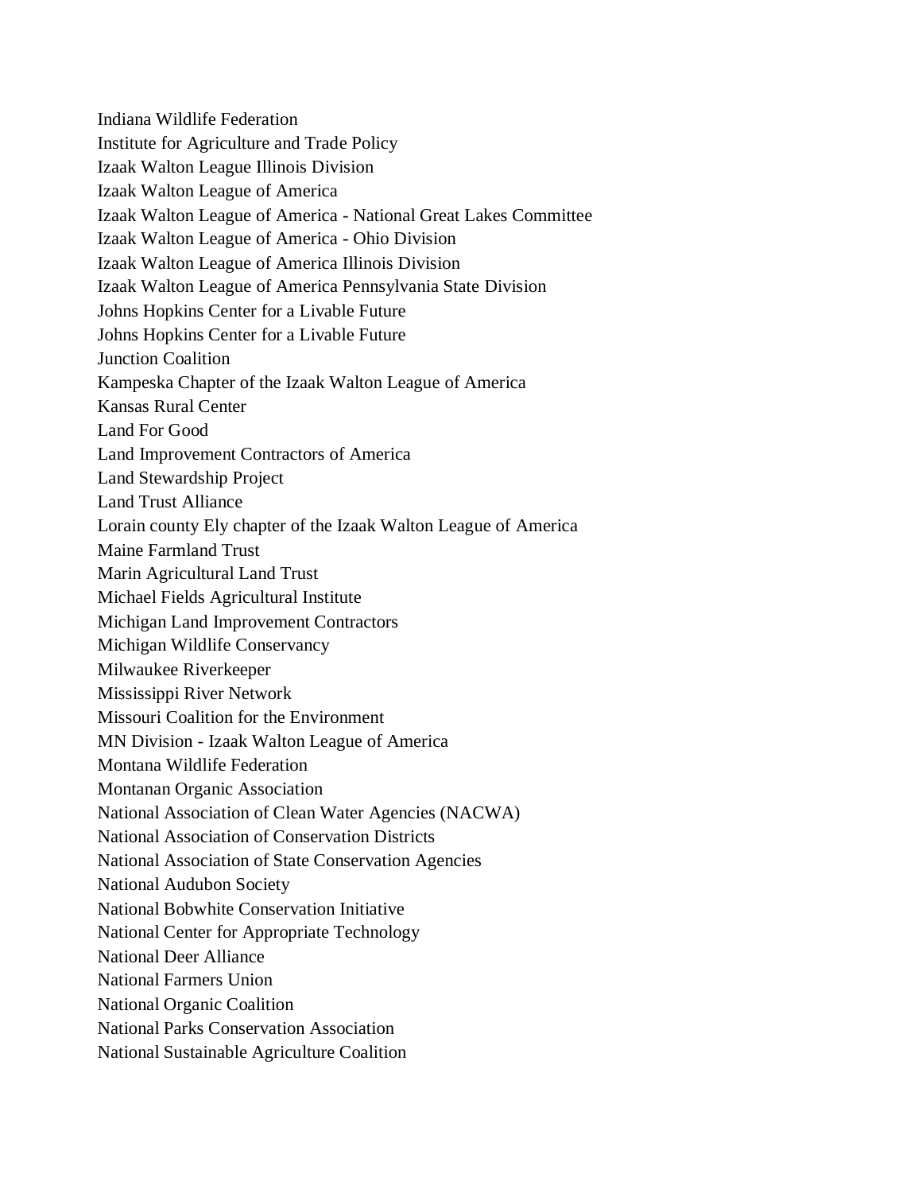Indiana Wildlife Federation
Institute for Agriculture and Trade Policy
Izaak Walton League Illinois Division
Izaak Walton League of America
Izaak Walton League of America - National Great Lakes Committee
Izaak Walton League of America - Ohio Division
Izaak Walton League of America Illinois Division
Izaak Walton League of America Pennsylvania State Division
Johns Hopkins Center for a Livable Future
Johns Hopkins Center for a Livable Future
Junction Coalition
Kampeska Chapter of the Izaak Walton League of America
Kansas Rural Center
Land For Good
Land Improvement Contractors of America
Land Stewardship Project
Land Trust Alliance
Lorain county Ely chapter of the Izaak Walton League of America
Maine Farmland Trust
Marin Agricultural Land Trust
Michael Fields Agricultural Institute
Michigan Land Improvement Contractors
Michigan Wildlife Conservancy
Milwaukee Riverkeeper
Mississippi River Network
Missouri Coalition for the Environment
MN Division - Izaak Walton League of America
Montana Wildlife Federation
Montanan Organic Association
National Association of Clean Water Agencies (NACWA)
National Association of Conservation Districts
National Association of State Conservation Agencies
National Audubon Society
National Bobwhite Conservation Initiative
National Center for Appropriate Technology
National Deer Alliance
National Farmers Union
National Organic Coalition
National Parks Conservation Association
National Sustainable Agriculture Coalition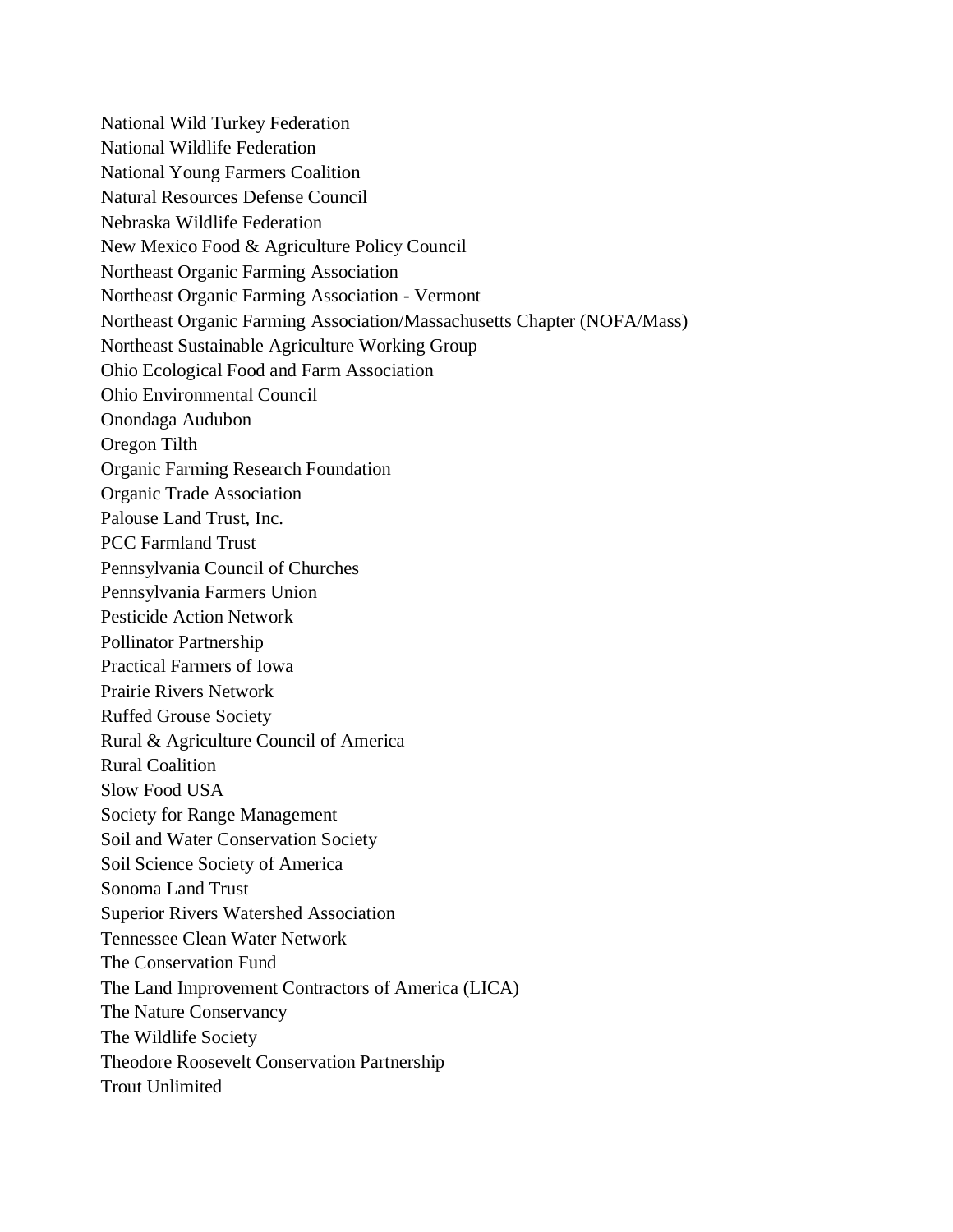National Wild Turkey Federation
National Wildlife Federation
National Young Farmers Coalition
Natural Resources Defense Council
Nebraska Wildlife Federation
New Mexico Food & Agriculture Policy Council
Northeast Organic Farming Association
Northeast Organic Farming Association - Vermont
Northeast Organic Farming Association/Massachusetts Chapter (NOFA/Mass)
Northeast Sustainable Agriculture Working Group
Ohio Ecological Food and Farm Association
Ohio Environmental Council
Onondaga Audubon
Oregon Tilth
Organic Farming Research Foundation
Organic Trade Association
Palouse Land Trust, Inc.
PCC Farmland Trust
Pennsylvania Council of Churches
Pennsylvania Farmers Union
Pesticide Action Network
Pollinator Partnership
Practical Farmers of Iowa
Prairie Rivers Network
Ruffed Grouse Society
Rural & Agriculture Council of America
Rural Coalition
Slow Food USA
Society for Range Management
Soil and Water Conservation Society
Soil Science Society of America
Sonoma Land Trust
Superior Rivers Watershed Association
Tennessee Clean Water Network
The Conservation Fund
The Land Improvement Contractors of America (LICA)
The Nature Conservancy
The Wildlife Society
Theodore Roosevelt Conservation Partnership
Trout Unlimited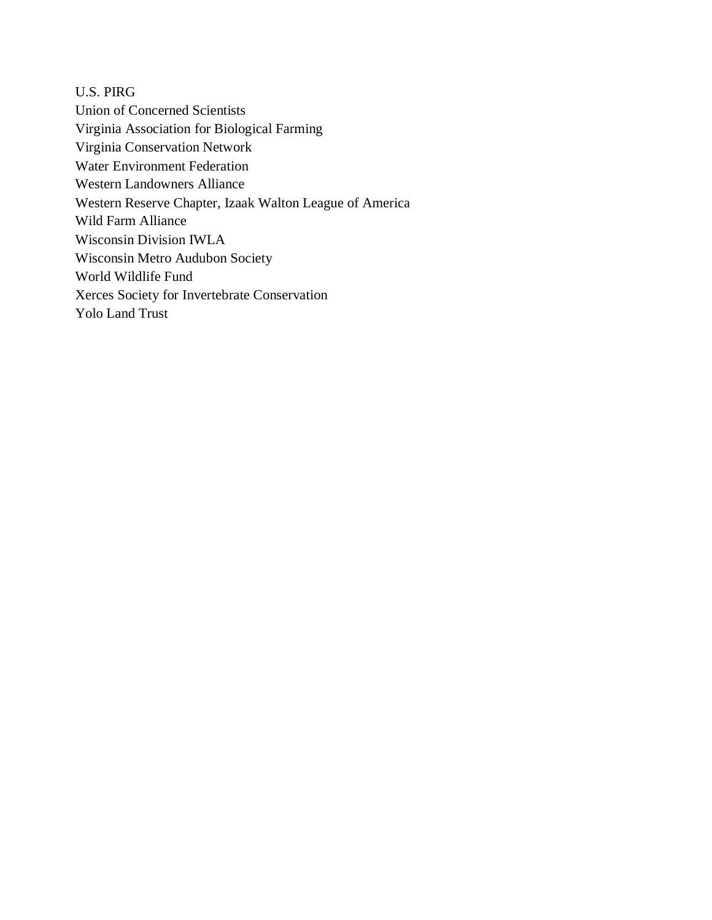U.S. PIRG
Union of Concerned Scientists
Virginia Association for Biological Farming
Virginia Conservation Network
Water Environment Federation
Western Landowners Alliance
Western Reserve Chapter, Izaak Walton League of America
Wild Farm Alliance
Wisconsin Division IWLA
Wisconsin Metro Audubon Society
World Wildlife Fund
Xerces Society for Invertebrate Conservation
Yolo Land Trust